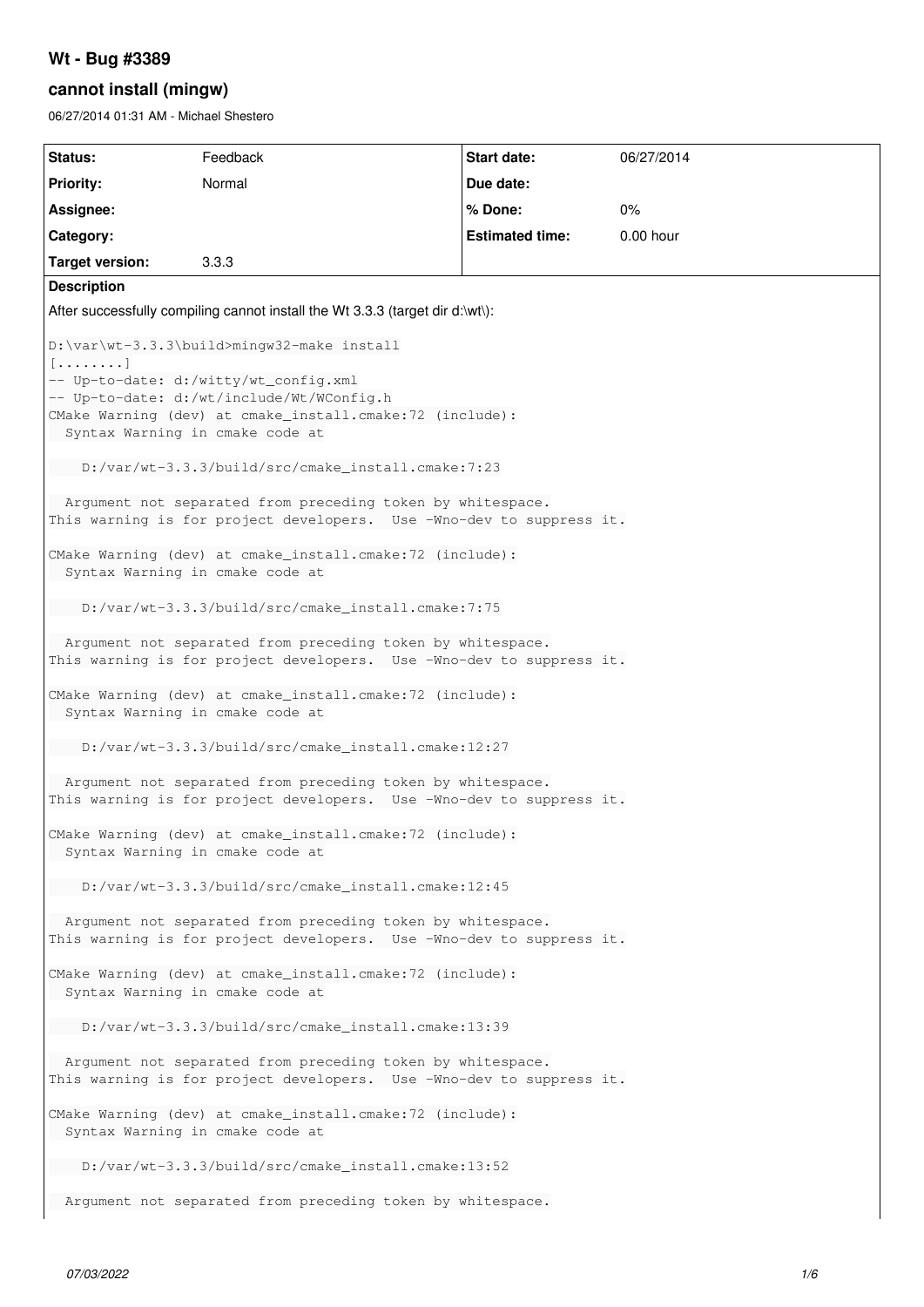# Wt - Bug #3389

## cannot install (mingw)

06/27/2014 01:31 AM - Michael Shestero

| Status: | Feedback | Start date: | 06/27/2014 |
| --- | --- | --- | --- |
| Priority: | Normal | Due date: | |
| Assignee: | | % Done: | 0% |
| Category: | | Estimated time: | 0.00 hour |
| Target version: | 3.3.3 | | |

**Description**

After successfully compiling cannot install the Wt 3.3.3 (target dir d:\wt\):

```
D:\var\wt-3.3.3\build>mingw32-make install
[........]
-- Up-to-date: d:/witty/wt_config.xml
-- Up-to-date: d:/wt/include/Wt/WConfig.h
CMake Warning (dev) at cmake_install.cmake:72 (include):
  Syntax Warning in cmake code at

    D:/var/wt-3.3.3/build/src/cmake_install.cmake:7:23

  Argument not separated from preceding token by whitespace.
This warning is for project developers.  Use -Wno-dev to suppress it.

CMake Warning (dev) at cmake_install.cmake:72 (include):
  Syntax Warning in cmake code at

    D:/var/wt-3.3.3/build/src/cmake_install.cmake:7:75

  Argument not separated from preceding token by whitespace.
This warning is for project developers.  Use -Wno-dev to suppress it.

CMake Warning (dev) at cmake_install.cmake:72 (include):
  Syntax Warning in cmake code at

    D:/var/wt-3.3.3/build/src/cmake_install.cmake:12:27

  Argument not separated from preceding token by whitespace.
This warning is for project developers.  Use -Wno-dev to suppress it.

CMake Warning (dev) at cmake_install.cmake:72 (include):
  Syntax Warning in cmake code at

    D:/var/wt-3.3.3/build/src/cmake_install.cmake:12:45

  Argument not separated from preceding token by whitespace.
This warning is for project developers.  Use -Wno-dev to suppress it.

CMake Warning (dev) at cmake_install.cmake:72 (include):
  Syntax Warning in cmake code at

    D:/var/wt-3.3.3/build/src/cmake_install.cmake:13:39

  Argument not separated from preceding token by whitespace.
This warning is for project developers.  Use -Wno-dev to suppress it.

CMake Warning (dev) at cmake_install.cmake:72 (include):
  Syntax Warning in cmake code at

    D:/var/wt-3.3.3/build/src/cmake_install.cmake:13:52

  Argument not separated from preceding token by whitespace.
```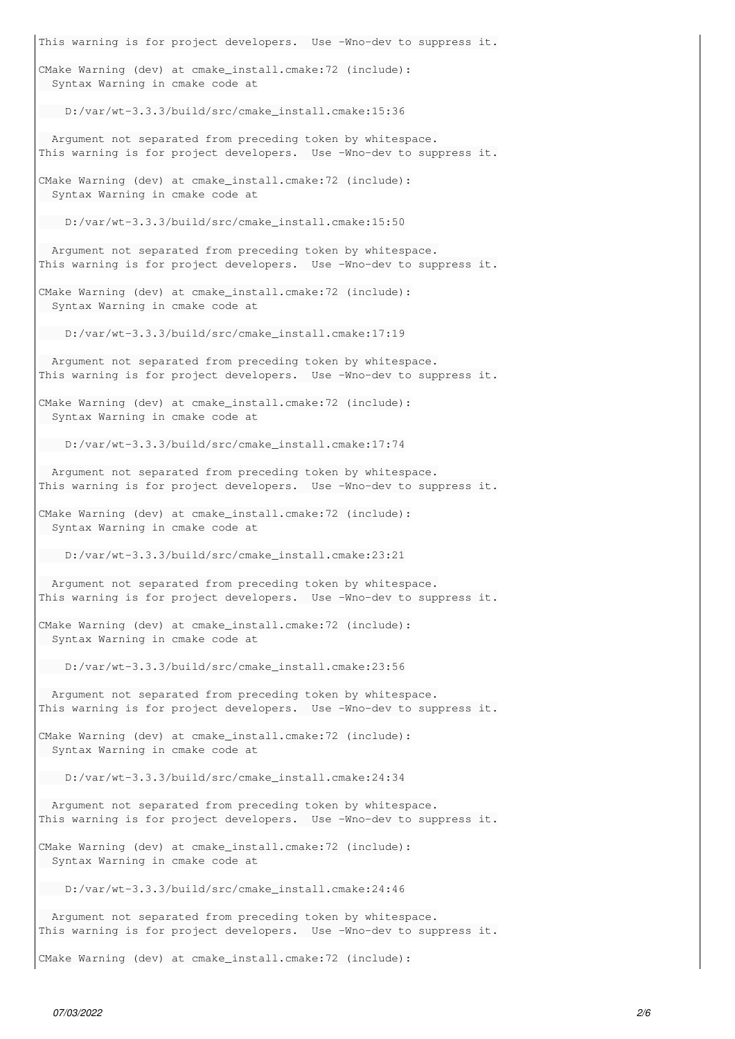```
This warning is for project developers.  Use -Wno-dev to suppress it.

CMake Warning (dev) at cmake_install.cmake:72 (include):
  Syntax Warning in cmake code at

    D:/var/wt-3.3.3/build/src/cmake_install.cmake:15:36

  Argument not separated from preceding token by whitespace.
This warning is for project developers.  Use -Wno-dev to suppress it.

CMake Warning (dev) at cmake_install.cmake:72 (include):
  Syntax Warning in cmake code at

    D:/var/wt-3.3.3/build/src/cmake_install.cmake:15:50

  Argument not separated from preceding token by whitespace.
This warning is for project developers.  Use -Wno-dev to suppress it.

CMake Warning (dev) at cmake_install.cmake:72 (include):
  Syntax Warning in cmake code at

    D:/var/wt-3.3.3/build/src/cmake_install.cmake:17:19

  Argument not separated from preceding token by whitespace.
This warning is for project developers.  Use -Wno-dev to suppress it.

CMake Warning (dev) at cmake_install.cmake:72 (include):
  Syntax Warning in cmake code at

    D:/var/wt-3.3.3/build/src/cmake_install.cmake:17:74

  Argument not separated from preceding token by whitespace.
This warning is for project developers.  Use -Wno-dev to suppress it.

CMake Warning (dev) at cmake_install.cmake:72 (include):
  Syntax Warning in cmake code at

    D:/var/wt-3.3.3/build/src/cmake_install.cmake:23:21

  Argument not separated from preceding token by whitespace.
This warning is for project developers.  Use -Wno-dev to suppress it.

CMake Warning (dev) at cmake_install.cmake:72 (include):
  Syntax Warning in cmake code at

    D:/var/wt-3.3.3/build/src/cmake_install.cmake:23:56

  Argument not separated from preceding token by whitespace.
This warning is for project developers.  Use -Wno-dev to suppress it.

CMake Warning (dev) at cmake_install.cmake:72 (include):
  Syntax Warning in cmake code at

    D:/var/wt-3.3.3/build/src/cmake_install.cmake:24:34

  Argument not separated from preceding token by whitespace.
This warning is for project developers.  Use -Wno-dev to suppress it.

CMake Warning (dev) at cmake_install.cmake:72 (include):
  Syntax Warning in cmake code at

    D:/var/wt-3.3.3/build/src/cmake_install.cmake:24:46

  Argument not separated from preceding token by whitespace.
This warning is for project developers.  Use -Wno-dev to suppress it.

CMake Warning (dev) at cmake_install.cmake:72 (include):
```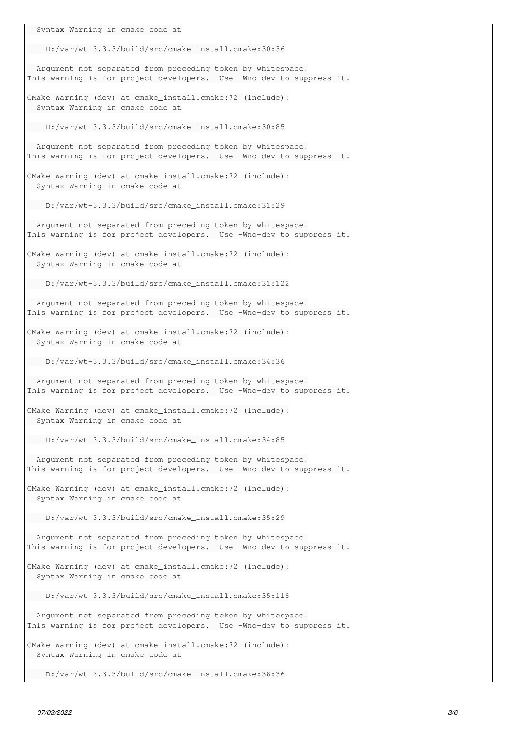```
  Syntax Warning in cmake code at

    D:/var/wt-3.3.3/build/src/cmake_install.cmake:30:36

  Argument not separated from preceding token by whitespace.
This warning is for project developers.  Use -Wno-dev to suppress it.

CMake Warning (dev) at cmake_install.cmake:72 (include):
  Syntax Warning in cmake code at

    D:/var/wt-3.3.3/build/src/cmake_install.cmake:30:85

  Argument not separated from preceding token by whitespace.
This warning is for project developers.  Use -Wno-dev to suppress it.

CMake Warning (dev) at cmake_install.cmake:72 (include):
  Syntax Warning in cmake code at

    D:/var/wt-3.3.3/build/src/cmake_install.cmake:31:29

  Argument not separated from preceding token by whitespace.
This warning is for project developers.  Use -Wno-dev to suppress it.

CMake Warning (dev) at cmake_install.cmake:72 (include):
  Syntax Warning in cmake code at

    D:/var/wt-3.3.3/build/src/cmake_install.cmake:31:122

  Argument not separated from preceding token by whitespace.
This warning is for project developers.  Use -Wno-dev to suppress it.

CMake Warning (dev) at cmake_install.cmake:72 (include):
  Syntax Warning in cmake code at

    D:/var/wt-3.3.3/build/src/cmake_install.cmake:34:36

  Argument not separated from preceding token by whitespace.
This warning is for project developers.  Use -Wno-dev to suppress it.

CMake Warning (dev) at cmake_install.cmake:72 (include):
  Syntax Warning in cmake code at

    D:/var/wt-3.3.3/build/src/cmake_install.cmake:34:85

  Argument not separated from preceding token by whitespace.
This warning is for project developers.  Use -Wno-dev to suppress it.

CMake Warning (dev) at cmake_install.cmake:72 (include):
  Syntax Warning in cmake code at

    D:/var/wt-3.3.3/build/src/cmake_install.cmake:35:29

  Argument not separated from preceding token by whitespace.
This warning is for project developers.  Use -Wno-dev to suppress it.

CMake Warning (dev) at cmake_install.cmake:72 (include):
  Syntax Warning in cmake code at

    D:/var/wt-3.3.3/build/src/cmake_install.cmake:35:118

  Argument not separated from preceding token by whitespace.
This warning is for project developers.  Use -Wno-dev to suppress it.

CMake Warning (dev) at cmake_install.cmake:72 (include):
  Syntax Warning in cmake code at

    D:/var/wt-3.3.3/build/src/cmake_install.cmake:38:36
```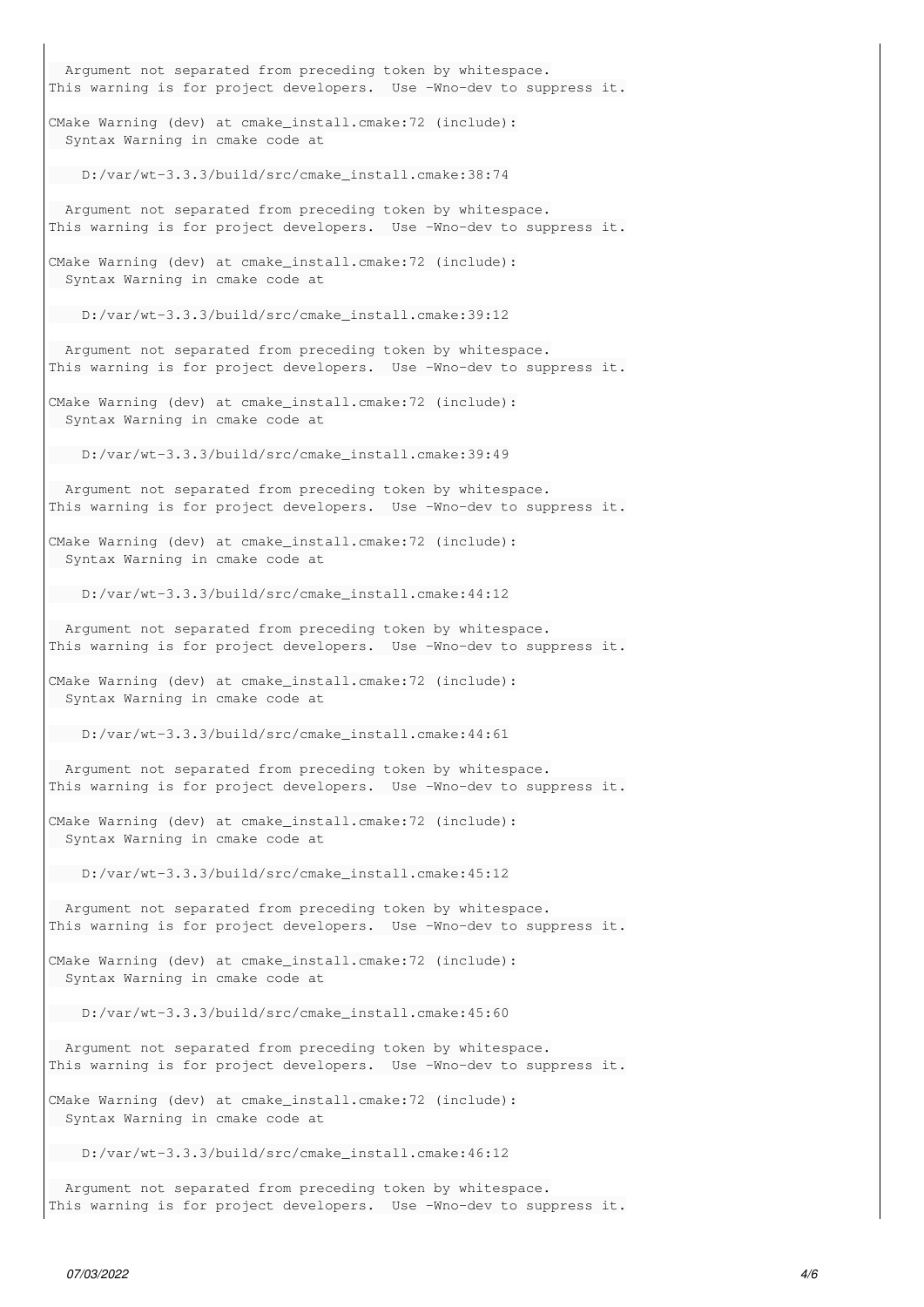```
  Argument not separated from preceding token by whitespace.
This warning is for project developers.  Use -Wno-dev to suppress it.

CMake Warning (dev) at cmake_install.cmake:72 (include):
  Syntax Warning in cmake code at

    D:/var/wt-3.3.3/build/src/cmake_install.cmake:38:74

  Argument not separated from preceding token by whitespace.
This warning is for project developers.  Use -Wno-dev to suppress it.

CMake Warning (dev) at cmake_install.cmake:72 (include):
  Syntax Warning in cmake code at

    D:/var/wt-3.3.3/build/src/cmake_install.cmake:39:12

  Argument not separated from preceding token by whitespace.
This warning is for project developers.  Use -Wno-dev to suppress it.

CMake Warning (dev) at cmake_install.cmake:72 (include):
  Syntax Warning in cmake code at

    D:/var/wt-3.3.3/build/src/cmake_install.cmake:39:49

  Argument not separated from preceding token by whitespace.
This warning is for project developers.  Use -Wno-dev to suppress it.

CMake Warning (dev) at cmake_install.cmake:72 (include):
  Syntax Warning in cmake code at

    D:/var/wt-3.3.3/build/src/cmake_install.cmake:44:12

  Argument not separated from preceding token by whitespace.
This warning is for project developers.  Use -Wno-dev to suppress it.

CMake Warning (dev) at cmake_install.cmake:72 (include):
  Syntax Warning in cmake code at

    D:/var/wt-3.3.3/build/src/cmake_install.cmake:44:61

  Argument not separated from preceding token by whitespace.
This warning is for project developers.  Use -Wno-dev to suppress it.

CMake Warning (dev) at cmake_install.cmake:72 (include):
  Syntax Warning in cmake code at

    D:/var/wt-3.3.3/build/src/cmake_install.cmake:45:12

  Argument not separated from preceding token by whitespace.
This warning is for project developers.  Use -Wno-dev to suppress it.

CMake Warning (dev) at cmake_install.cmake:72 (include):
  Syntax Warning in cmake code at

    D:/var/wt-3.3.3/build/src/cmake_install.cmake:45:60

  Argument not separated from preceding token by whitespace.
This warning is for project developers.  Use -Wno-dev to suppress it.

CMake Warning (dev) at cmake_install.cmake:72 (include):
  Syntax Warning in cmake code at

    D:/var/wt-3.3.3/build/src/cmake_install.cmake:46:12

  Argument not separated from preceding token by whitespace.
This warning is for project developers.  Use -Wno-dev to suppress it.
```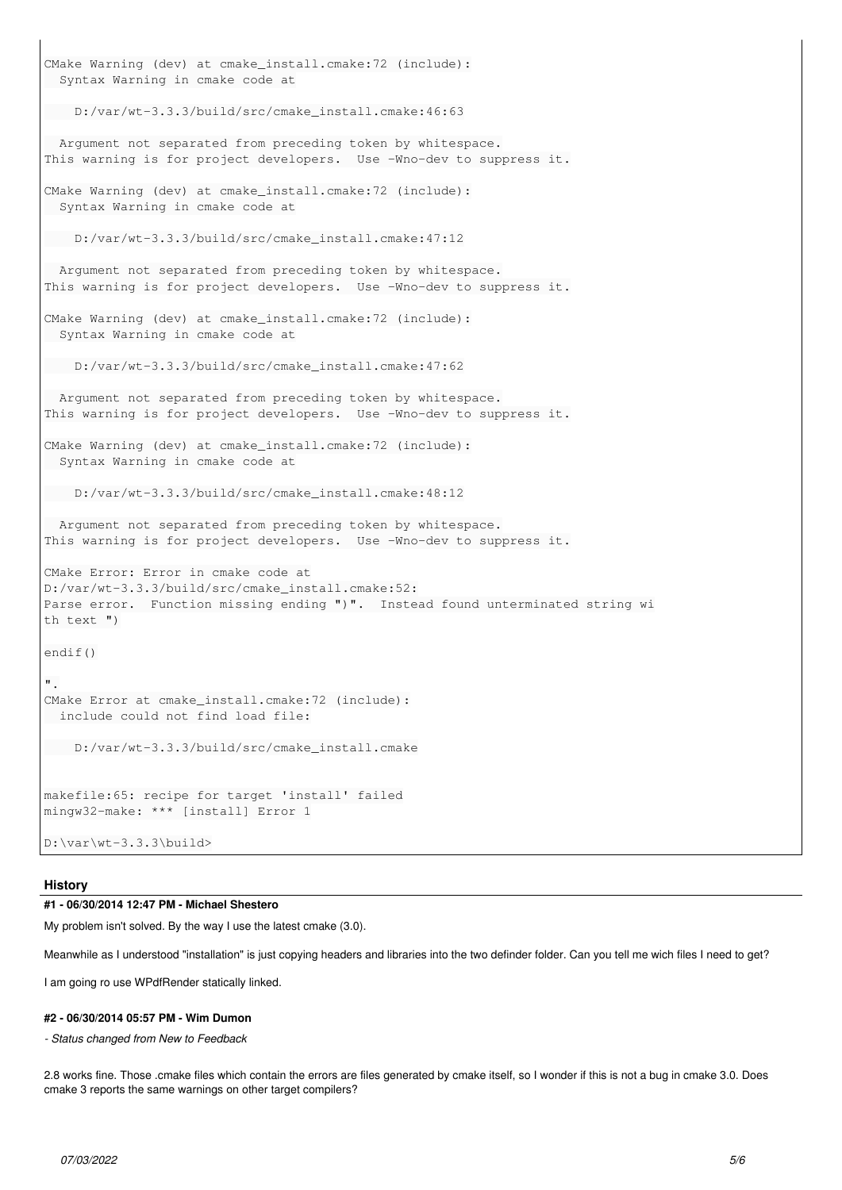```
CMake Warning (dev) at cmake_install.cmake:72 (include):
  Syntax Warning in cmake code at

    D:/var/wt-3.3.3/build/src/cmake_install.cmake:46:63

  Argument not separated from preceding token by whitespace.
This warning is for project developers.  Use -Wno-dev to suppress it.

CMake Warning (dev) at cmake_install.cmake:72 (include):
  Syntax Warning in cmake code at

    D:/var/wt-3.3.3/build/src/cmake_install.cmake:47:12

  Argument not separated from preceding token by whitespace.
This warning is for project developers.  Use -Wno-dev to suppress it.

CMake Warning (dev) at cmake_install.cmake:72 (include):
  Syntax Warning in cmake code at

    D:/var/wt-3.3.3/build/src/cmake_install.cmake:47:62

  Argument not separated from preceding token by whitespace.
This warning is for project developers.  Use -Wno-dev to suppress it.

CMake Warning (dev) at cmake_install.cmake:72 (include):
  Syntax Warning in cmake code at

    D:/var/wt-3.3.3/build/src/cmake_install.cmake:48:12

  Argument not separated from preceding token by whitespace.
This warning is for project developers.  Use -Wno-dev to suppress it.

CMake Error: Error in cmake code at
D:/var/wt-3.3.3/build/src/cmake_install.cmake:52:
Parse error.  Function missing ending ")".  Instead found unterminated string wi
th text ")

endif()

".
CMake Error at cmake_install.cmake:72 (include):
  include could not find load file:

    D:/var/wt-3.3.3/build/src/cmake_install.cmake


makefile:65: recipe for target 'install' failed
mingw32-make: *** [install] Error 1

D:\var\wt-3.3.3\build>
```

## History

### #1 - 06/30/2014 12:47 PM - Michael Shestero

My problem isn't solved. By the way I use the latest cmake (3.0).

Meanwhile as I understood "installation" is just copying headers and libraries into the two definder folder. Can you tell me wich files I need to get?

I am going ro use WPdfRender statically linked.

### #2 - 06/30/2014 05:57 PM - Wim Dumon

*- Status changed from New to Feedback*

2.8 works fine. Those .cmake files which contain the errors are files generated by cmake itself, so I wonder if this is not a bug in cmake 3.0. Does cmake 3 reports the same warnings on other target compilers?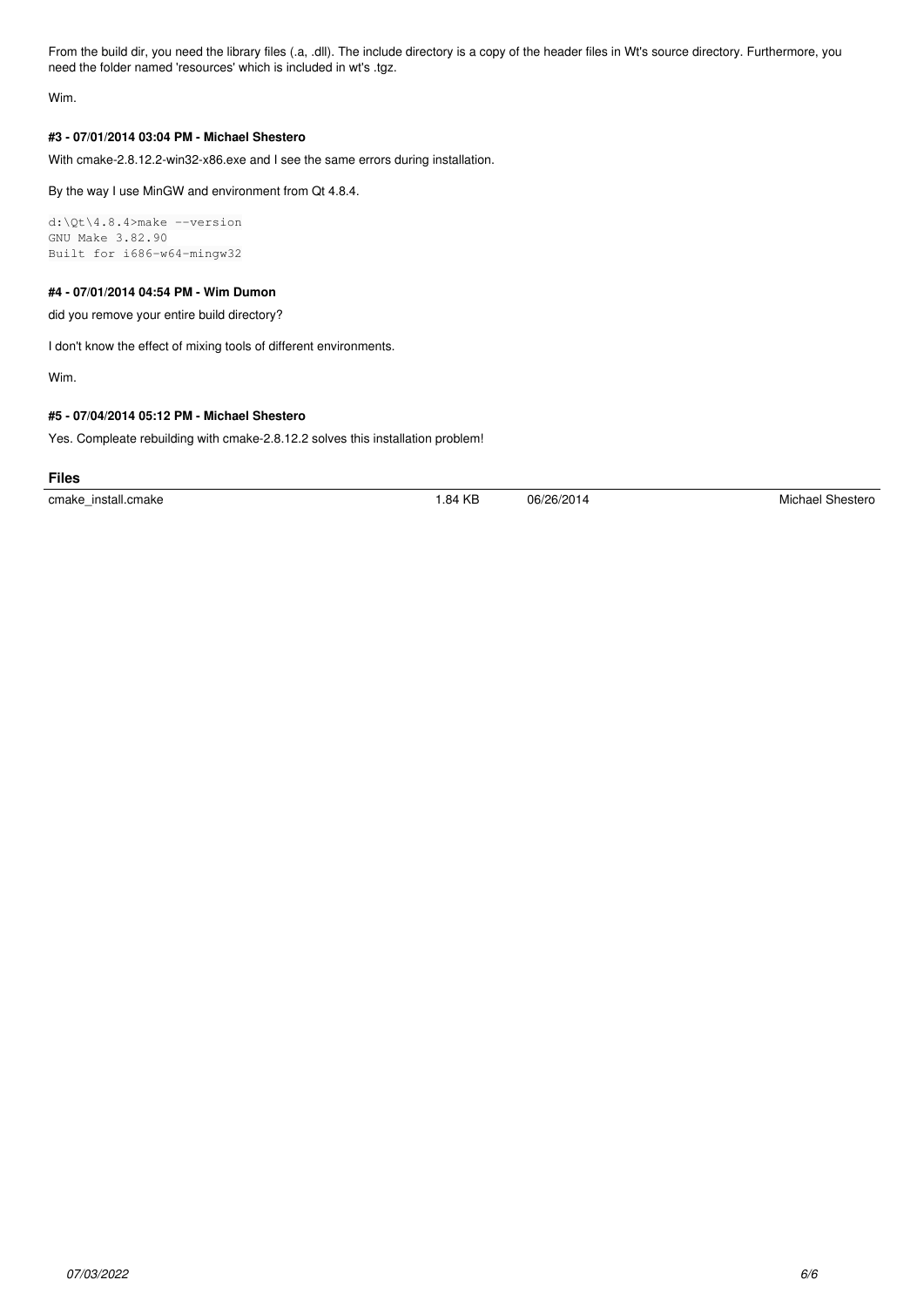From the build dir, you need the library files (.a, .dll). The include directory is a copy of the header files in Wt's source directory. Furthermore, you need the folder named 'resources' which is included in wt's .tgz.

Wim.

#### #3 - 07/01/2014 03:04 PM - Michael Shestero

With cmake-2.8.12.2-win32-x86.exe and I see the same errors during installation.

By the way I use MinGW and environment from Qt 4.8.4.

```
d:\Qt\4.8.4>make --version
GNU Make 3.82.90
Built for i686-w64-mingw32
```

#### #4 - 07/01/2014 04:54 PM - Wim Dumon

did you remove your entire build directory?

I don't know the effect of mixing tools of different environments.

Wim.

#### #5 - 07/04/2014 05:12 PM - Michael Shestero

Yes. Compleate rebuilding with cmake-2.8.12.2 solves this installation problem!

### Files

| | | | |
|---|---|---|---|
| cmake_install.cmake | 1.84 KB | 06/26/2014 | Michael Shestero |